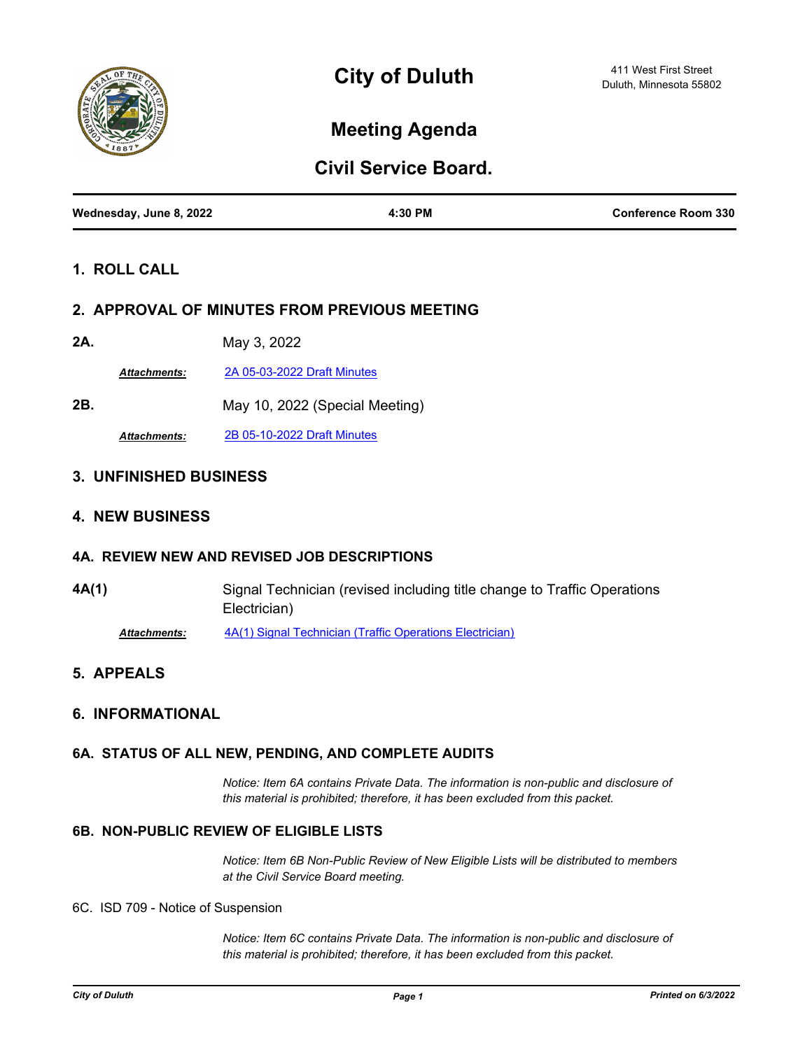# City of Duluth

411 West First Street
Duluth, Minnesota 55802

## Meeting Agenda

## Civil Service Board.

**Wednesday, June 8, 2022** | **4:30 PM** | **Conference Room 330**

### 1. ROLL CALL

### 2. APPROVAL OF MINUTES FROM PREVIOUS MEETING

**2A.** May 3, 2022

***Attachments:*** 2A 05-03-2022 Draft Minutes

**2B.** May 10, 2022 (Special Meeting)

***Attachments:*** 2B 05-10-2022 Draft Minutes

### 3. UNFINISHED BUSINESS

### 4. NEW BUSINESS

#### 4A. REVIEW NEW AND REVISED JOB DESCRIPTIONS

**4A(1)** Signal Technician (revised including title change to Traffic Operations Electrician)

***Attachments:*** 4A(1) Signal Technician (Traffic Operations Electrician)

### 5. APPEALS

### 6. INFORMATIONAL

#### 6A. STATUS OF ALL NEW, PENDING, AND COMPLETE AUDITS

*Notice: Item 6A contains Private Data. The information is non-public and disclosure of this material is prohibited; therefore, it has been excluded from this packet.*

#### 6B. NON-PUBLIC REVIEW OF ELIGIBLE LISTS

*Notice: Item 6B Non-Public Review of New Eligible Lists will be distributed to members at the Civil Service Board meeting.*

6C. ISD 709 - Notice of Suspension

*Notice: Item 6C contains Private Data. The information is non-public and disclosure of this material is prohibited; therefore, it has been excluded from this packet.*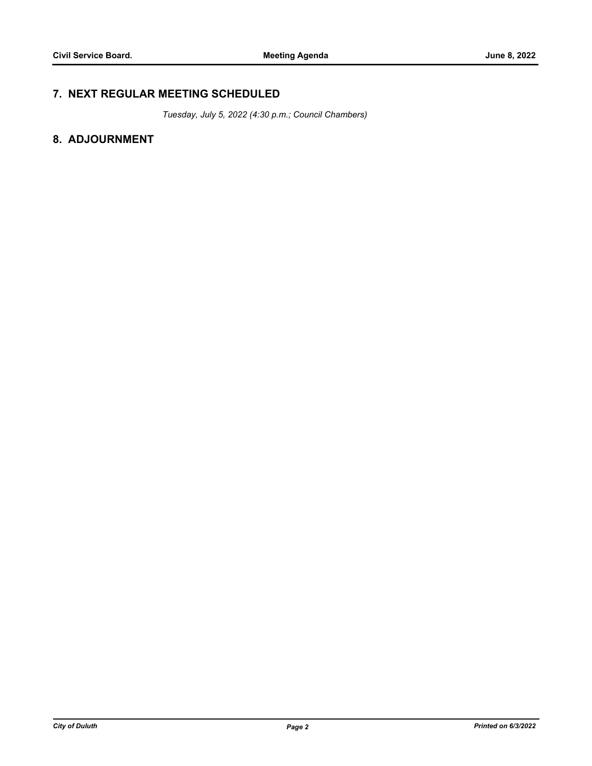## 7. NEXT REGULAR MEETING SCHEDULED

*Tuesday, July 5, 2022 (4:30 p.m.; Council Chambers)*

## 8. ADJOURNMENT